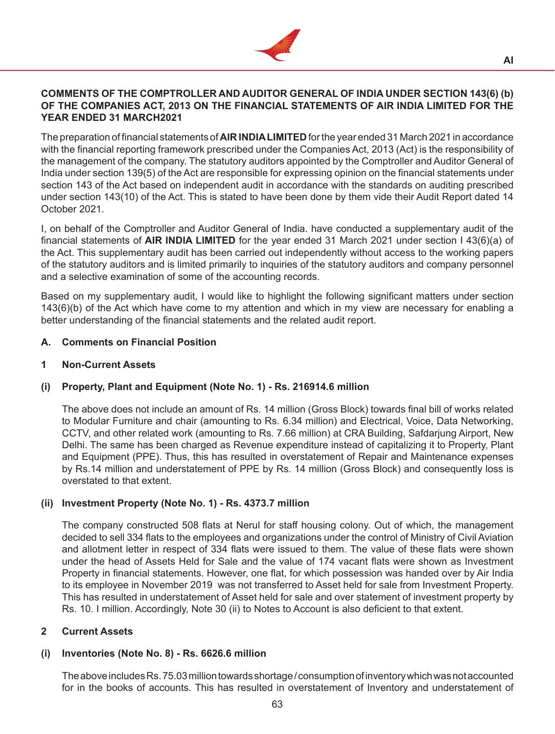**COMMENTS OF THE COMPTROLLER AND AUDITOR GENERAL OF INDIA UNDER SECTION 143(6) (b) OF THE COMPANIES ACT, 2013 ON THE FINANCIAL STATEMENTS OF AIR INDIA LIMITED FOR THE YEAR ENDED 31 MARCH2021**

The preparation of financial statements of **AIR INDIA LIMITED** for the year ended 31 March 2021 in accordance with the financial reporting framework prescribed under the Companies Act, 2013 (Act) is the responsibility of the management of the company. The statutory auditors appointed by the Comptroller and Auditor General of India under section 139(5) of the Act are responsible for expressing opinion on the financial statements under section 143 of the Act based on independent audit in accordance with the standards on auditing prescribed under section 143(10) of the Act. This is stated to have been done by them vide their Audit Report dated 14 October 2021.

I, on behalf of the Comptroller and Auditor General of India. have conducted a supplementary audit of the financial statements of **AIR INDIA LIMITED** for the year ended 31 March 2021 under section I 43(6)(a) of the Act. This supplementary audit has been carried out independently without access to the working papers of the statutory auditors and is limited primarily to inquiries of the statutory auditors and company personnel and a selective examination of some of the accounting records.

Based on my supplementary audit, I would like to highlight the following significant matters under section 143(6)(b) of the Act which have come to my attention and which in my view are necessary for enabling a better understanding of the financial statements and the related audit report.

**A. Comments on Financial Position**

**1 Non-Current Assets**

**(i) Property, Plant and Equipment (Note No. 1) - Rs. 216914.6 million**

The above does not include an amount of Rs. 14 million (Gross Block) towards final bill of works related to Modular Furniture and chair (amounting to Rs. 6.34 million) and Electrical, Voice, Data Networking, CCTV, and other related work (amounting to Rs. 7.66 million) at CRA Building, Safdarjung Airport, New Delhi. The same has been charged as Revenue expenditure instead of capitalizing it to Property, Plant and Equipment (PPE). Thus, this has resulted in overstatement of Repair and Maintenance expenses by Rs.14 million and understatement of PPE by Rs. 14 million (Gross Block) and consequently loss is overstated to that extent.

**(ii) Investment Property (Note No. 1) - Rs. 4373.7 million**

The company constructed 508 flats at Nerul for staff housing colony. Out of which, the management decided to sell 334 flats to the employees and organizations under the control of Ministry of Civil Aviation and allotment letter in respect of 334 flats were issued to them. The value of these flats were shown under the head of Assets Held for Sale and the value of 174 vacant flats were shown as Investment Property in financial statements. However, one flat, for which possession was handed over by Air India to its employee in November 2019 was not transferred to Asset held for sale from Investment Property. This has resulted in understatement of Asset held for sale and over statement of investment property by Rs. 10. I million. Accordingly, Note 30 (ii) to Notes to Account is also deficient to that extent.

**2 Current Assets**

**(i) Inventories (Note No. 8) - Rs. 6626.6 million**

The above includes Rs. 75.03 million towards shortage / consumption of inventory which was not accounted for in the books of accounts. This has resulted in overstatement of Inventory and understatement of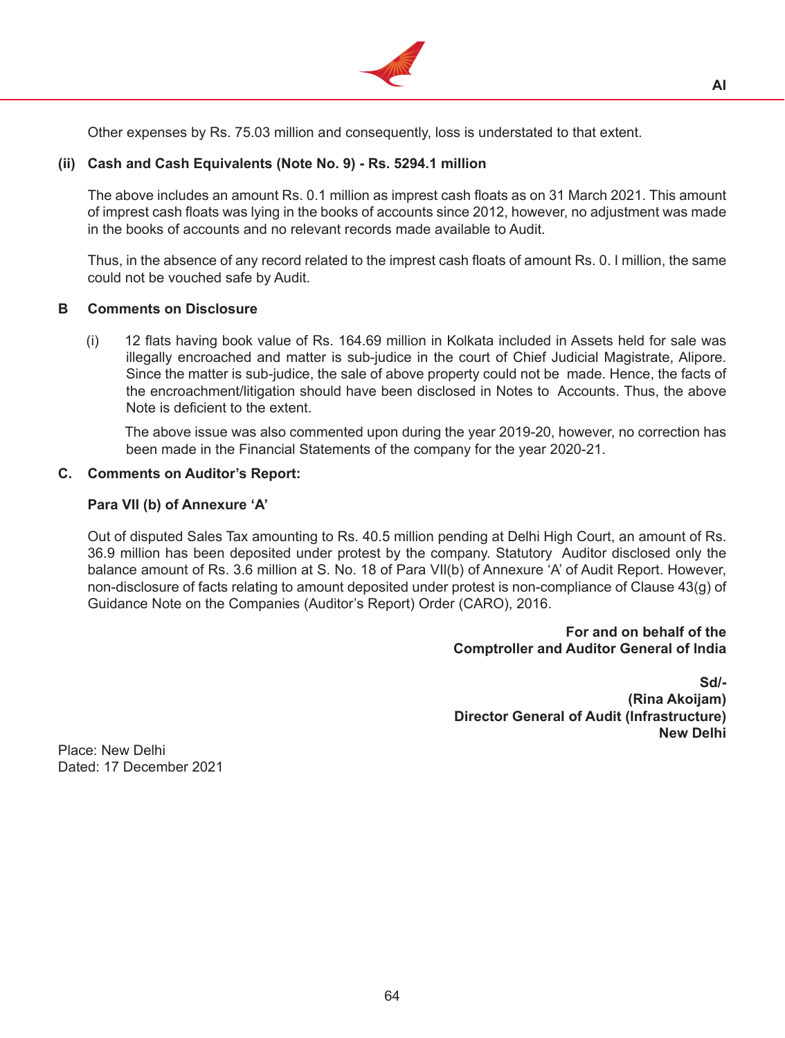Other expenses by Rs. 75.03 million and consequently, loss is understated to that extent.

**(ii) Cash and Cash Equivalents (Note No. 9) - Rs. 5294.1 million**

The above includes an amount Rs. 0.1 million as imprest cash floats as on 31 March 2021. This amount of imprest cash floats was lying in the books of accounts since 2012, however, no adjustment was made in the books of accounts and no relevant records made available to Audit.

Thus, in the absence of any record related to the imprest cash floats of amount Rs. 0. I million, the same could not be vouched safe by Audit.

**B Comments on Disclosure**

(i) 12 flats having book value of Rs. 164.69 million in Kolkata included in Assets held for sale was illegally encroached and matter is sub-judice in the court of Chief Judicial Magistrate, Alipore. Since the matter is sub-judice, the sale of above property could not be made. Hence, the facts of the encroachment/litigation should have been disclosed in Notes to Accounts. Thus, the above Note is deficient to the extent.

The above issue was also commented upon during the year 2019-20, however, no correction has been made in the Financial Statements of the company for the year 2020-21.

**C. Comments on Auditor's Report:**

**Para VII (b) of Annexure 'A'**

Out of disputed Sales Tax amounting to Rs. 40.5 million pending at Delhi High Court, an amount of Rs. 36.9 million has been deposited under protest by the company. Statutory Auditor disclosed only the balance amount of Rs. 3.6 million at S. No. 18 of Para VII(b) of Annexure 'A' of Audit Report. However, non-disclosure of facts relating to amount deposited under protest is non-compliance of Clause 43(g) of Guidance Note on the Companies (Auditor's Report) Order (CARO), 2016.

**For and on behalf of the**
**Comptroller and Auditor General of India**

**Sd/-**
**(Rina Akoijam)**
**Director General of Audit (Infrastructure)**
**New Delhi**

Place: New Delhi
Dated: 17 December 2021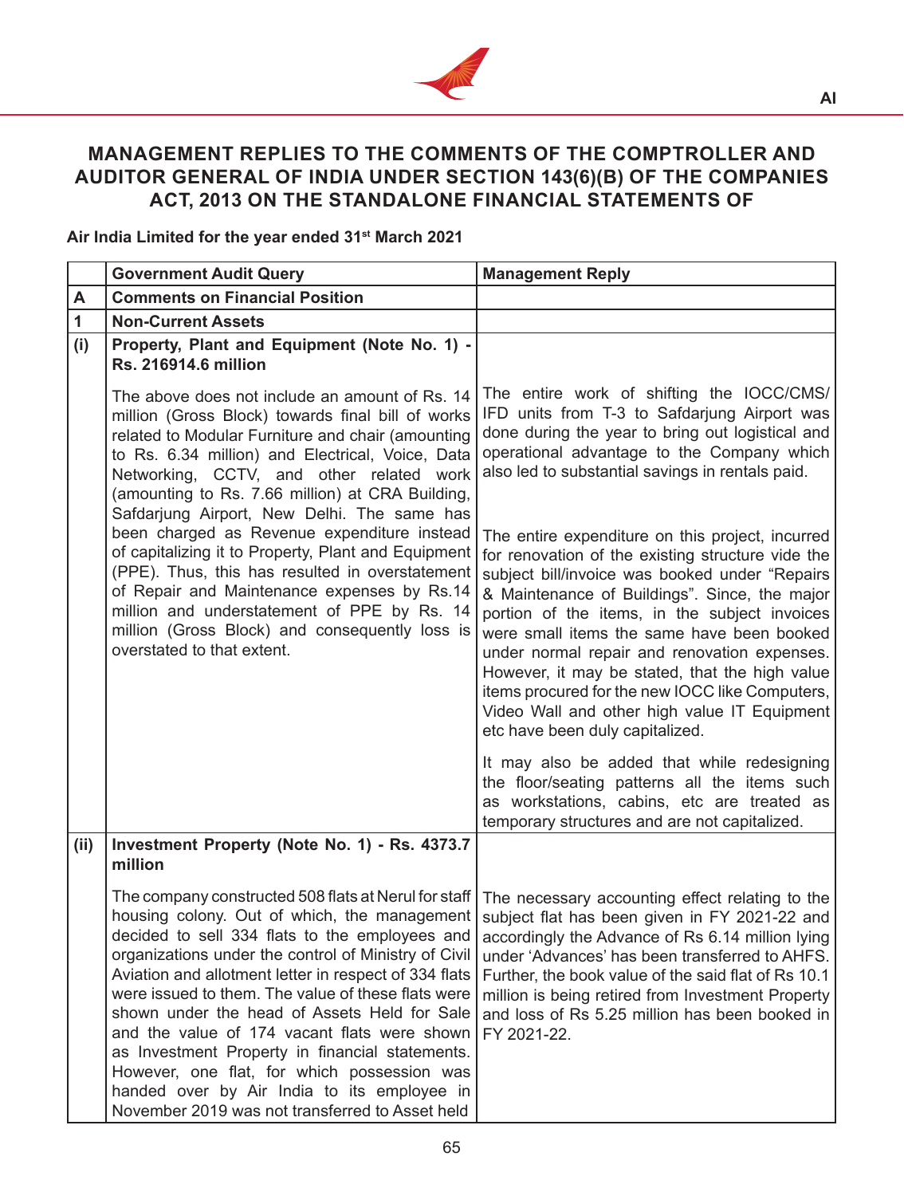## MANAGEMENT REPLIES TO THE COMMENTS OF THE COMPTROLLER AND AUDITOR GENERAL OF INDIA UNDER SECTION 143(6)(B) OF THE COMPANIES ACT, 2013 ON THE STANDALONE FINANCIAL STATEMENTS OF

**Air India Limited for the year ended 31st March 2021**

| | Government Audit Query | Management Reply |
|---|---|---|
| **A** | **Comments on Financial Position** | |
| **1** | **Non-Current Assets** | |
| **(i)** | **Property, Plant and Equipment (Note No. 1) - Rs. 216914.6 million**<br><br>The above does not include an amount of Rs. 14 million (Gross Block) towards final bill of works related to Modular Furniture and chair (amounting to Rs. 6.34 million) and Electrical, Voice, Data Networking, CCTV, and other related work (amounting to Rs. 7.66 million) at CRA Building, Safdarjung Airport, New Delhi. The same has been charged as Revenue expenditure instead of capitalizing it to Property, Plant and Equipment (PPE). Thus, this has resulted in overstatement of Repair and Maintenance expenses by Rs.14 million and understatement of PPE by Rs. 14 million (Gross Block) and consequently loss is overstated to that extent. | The entire work of shifting the IOCC/CMS/ IFD units from T-3 to Safdarjung Airport was done during the year to bring out logistical and operational advantage to the Company which also led to substantial savings in rentals paid.<br><br>The entire expenditure on this project, incurred for renovation of the existing structure vide the subject bill/invoice was booked under "Repairs & Maintenance of Buildings". Since, the major portion of the items, in the subject invoices were small items the same have been booked under normal repair and renovation expenses. However, it may be stated, that the high value items procured for the new IOCC like Computers, Video Wall and other high value IT Equipment etc have been duly capitalized.<br><br>It may also be added that while redesigning the floor/seating patterns all the items such as workstations, cabins, etc are treated as temporary structures and are not capitalized. |
| **(ii)** | **Investment Property (Note No. 1) - Rs. 4373.7 million**<br><br>The company constructed 508 flats at Nerul for staff housing colony. Out of which, the management decided to sell 334 flats to the employees and organizations under the control of Ministry of Civil Aviation and allotment letter in respect of 334 flats were issued to them. The value of these flats were shown under the head of Assets Held for Sale and the value of 174 vacant flats were shown as Investment Property in financial statements. However, one flat, for which possession was handed over by Air India to its employee in November 2019 was not transferred to Asset held | The necessary accounting effect relating to the subject flat has been given in FY 2021-22 and accordingly the Advance of Rs 6.14 million lying under 'Advances' has been transferred to AHFS. Further, the book value of the said flat of Rs 10.1 million is being retired from Investment Property and loss of Rs 5.25 million has been booked in FY 2021-22. |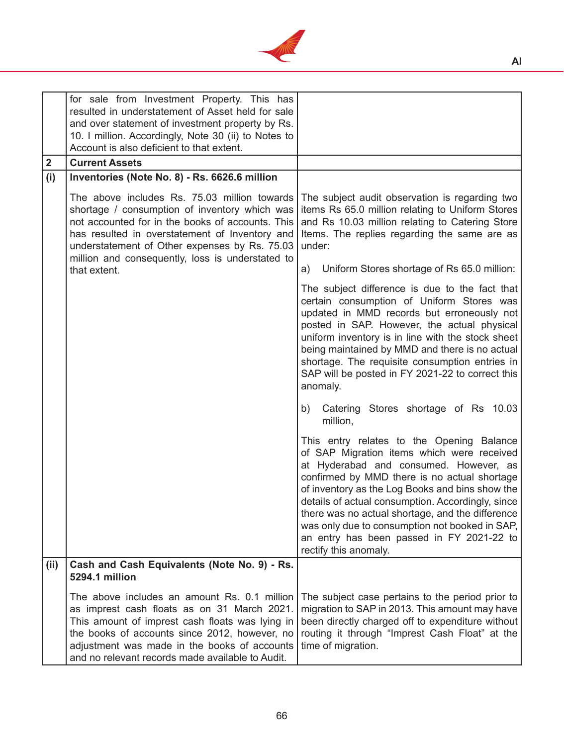| | | |
|---|---|---|
| | for sale from Investment Property. This has resulted in understatement of Asset held for sale and over statement of investment property by Rs. 10. I million. Accordingly, Note 30 (ii) to Notes to Account is also deficient to that extent. | |
| **2** | **Current Assets** | |
| **(i)** | **Inventories (Note No. 8) - Rs. 6626.6 million**<br><br>The above includes Rs. 75.03 million towards shortage / consumption of inventory which was not accounted for in the books of accounts. This has resulted in overstatement of Inventory and understatement of Other expenses by Rs. 75.03 million and consequently, loss is understated to that extent. | The subject audit observation is regarding two items Rs 65.0 million relating to Uniform Stores and Rs 10.03 million relating to Catering Store Items. The replies regarding the same are as under:<br><br>a) Uniform Stores shortage of Rs 65.0 million:<br><br>The subject difference is due to the fact that certain consumption of Uniform Stores was updated in MMD records but erroneously not posted in SAP. However, the actual physical uniform inventory is in line with the stock sheet being maintained by MMD and there is no actual shortage. The requisite consumption entries in SAP will be posted in FY 2021-22 to correct this anomaly.<br><br>b) Catering Stores shortage of Rs 10.03 million,<br><br>This entry relates to the Opening Balance of SAP Migration items which were received at Hyderabad and consumed. However, as confirmed by MMD there is no actual shortage of inventory as the Log Books and bins show the details of actual consumption. Accordingly, since there was no actual shortage, and the difference was only due to consumption not booked in SAP, an entry has been passed in FY 2021-22 to rectify this anomaly. |
| **(ii)** | **Cash and Cash Equivalents (Note No. 9) - Rs. 5294.1 million**<br><br>The above includes an amount Rs. 0.1 million as imprest cash floats as on 31 March 2021. This amount of imprest cash floats was lying in the books of accounts since 2012, however, no adjustment was made in the books of accounts and no relevant records made available to Audit. | The subject case pertains to the period prior to migration to SAP in 2013. This amount may have been directly charged off to expenditure without routing it through "Imprest Cash Float" at the time of migration. |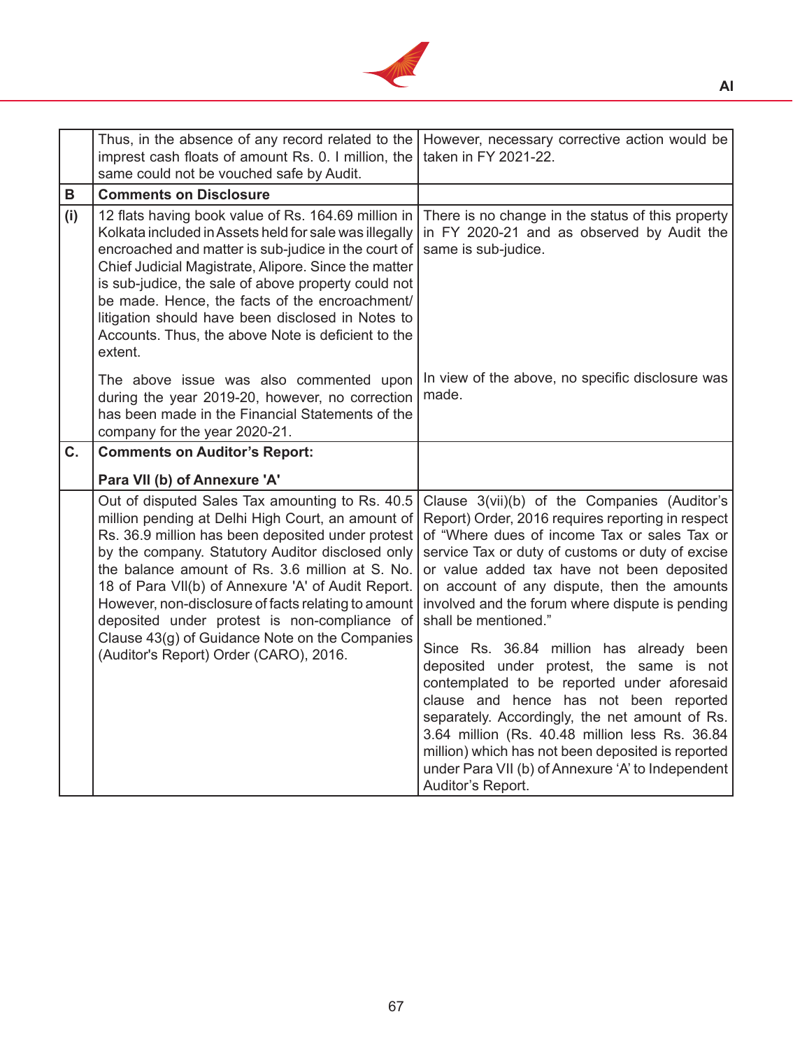| | | |
|---|---|---|
| | Thus, in the absence of any record related to the imprest cash floats of amount Rs. 0. I million, the same could not be vouched safe by Audit. | However, necessary corrective action would be taken in FY 2021-22. |
| **B** | **Comments on Disclosure** | |
| **(i)** | 12 flats having book value of Rs. 164.69 million in Kolkata included in Assets held for sale was illegally encroached and matter is sub-judice in the court of Chief Judicial Magistrate, Alipore. Since the matter is sub-judice, the sale of above property could not be made. Hence, the facts of the encroachment/ litigation should have been disclosed in Notes to Accounts. Thus, the above Note is deficient to the extent.<br><br>The above issue was also commented upon during the year 2019-20, however, no correction has been made in the Financial Statements of the company for the year 2020-21. | There is no change in the status of this property in FY 2020-21 and as observed by Audit the same is sub-judice.<br><br>In view of the above, no specific disclosure was made. |
| **C.** | **Comments on Auditor's Report:**<br><br>**Para VII (b) of Annexure 'A'** | |
| | Out of disputed Sales Tax amounting to Rs. 40.5 million pending at Delhi High Court, an amount of Rs. 36.9 million has been deposited under protest by the company. Statutory Auditor disclosed only the balance amount of Rs. 3.6 million at S. No. 18 of Para VII(b) of Annexure 'A' of Audit Report. However, non-disclosure of facts relating to amount deposited under protest is non-compliance of Clause 43(g) of Guidance Note on the Companies (Auditor's Report) Order (CARO), 2016. | Clause 3(vii)(b) of the Companies (Auditor's Report) Order, 2016 requires reporting in respect of "Where dues of income Tax or sales Tax or service Tax or duty of customs or duty of excise or value added tax have not been deposited on account of any dispute, then the amounts involved and the forum where dispute is pending shall be mentioned."<br><br>Since Rs. 36.84 million has already been deposited under protest, the same is not contemplated to be reported under aforesaid clause and hence has not been reported separately. Accordingly, the net amount of Rs. 3.64 million (Rs. 40.48 million less Rs. 36.84 million) which has not been deposited is reported under Para VII (b) of Annexure 'A' to Independent Auditor's Report. |